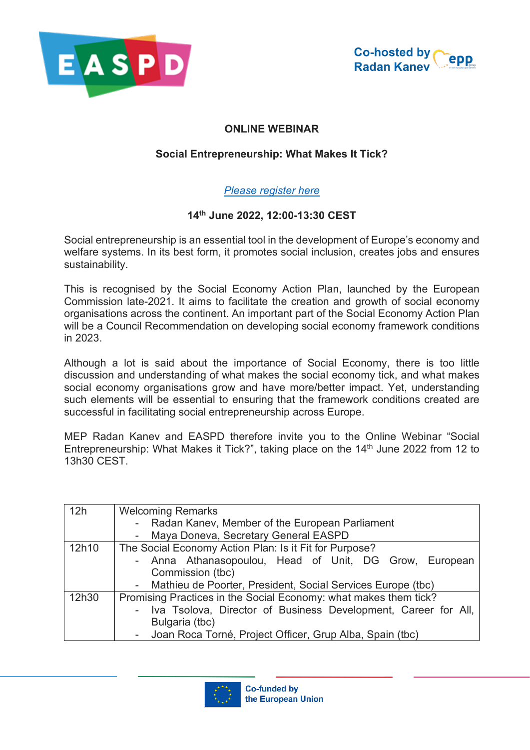EASPD

Co-hosted by Radan Kanev

## ONLINE WEBINAR

## Social Entrepreneurship: What Makes It Tick?

*Please register here*

**14th June 2022, 12:00-13:30 CEST**

Social entrepreneurship is an essential tool in the development of Europe's economy and welfare systems. In its best form, it promotes social inclusion, creates jobs and ensures sustainability.

This is recognised by the Social Economy Action Plan, launched by the European Commission late-2021. It aims to facilitate the creation and growth of social economy organisations across the continent. An important part of the Social Economy Action Plan will be a Council Recommendation on developing social economy framework conditions in 2023.

Although a lot is said about the importance of Social Economy, there is too little discussion and understanding of what makes the social economy tick, and what makes social economy organisations grow and have more/better impact. Yet, understanding such elements will be essential to ensuring that the framework conditions created are successful in facilitating social entrepreneurship across Europe.

MEP Radan Kanev and EASPD therefore invite you to the Online Webinar "Social Entrepreneurship: What Makes it Tick?", taking place on the 14th June 2022 from 12 to 13h30 CEST.

| Time | Session |
|---|---|
| 12h | Welcoming Remarks<br>- Radan Kanev, Member of the European Parliament<br>- Maya Doneva, Secretary General EASPD |
| 12h10 | The Social Economy Action Plan: Is it Fit for Purpose?<br>- Anna Athanasopoulou, Head of Unit, DG Grow, European Commission (tbc)<br>- Mathieu de Poorter, President, Social Services Europe (tbc) |
| 12h30 | Promising Practices in the Social Economy: what makes them tick?<br>- Iva Tsolova, Director of Business Development, Career for All, Bulgaria (tbc)<br>- Joan Roca Torné, Project Officer, Grup Alba, Spain (tbc) |

Co-funded by the European Union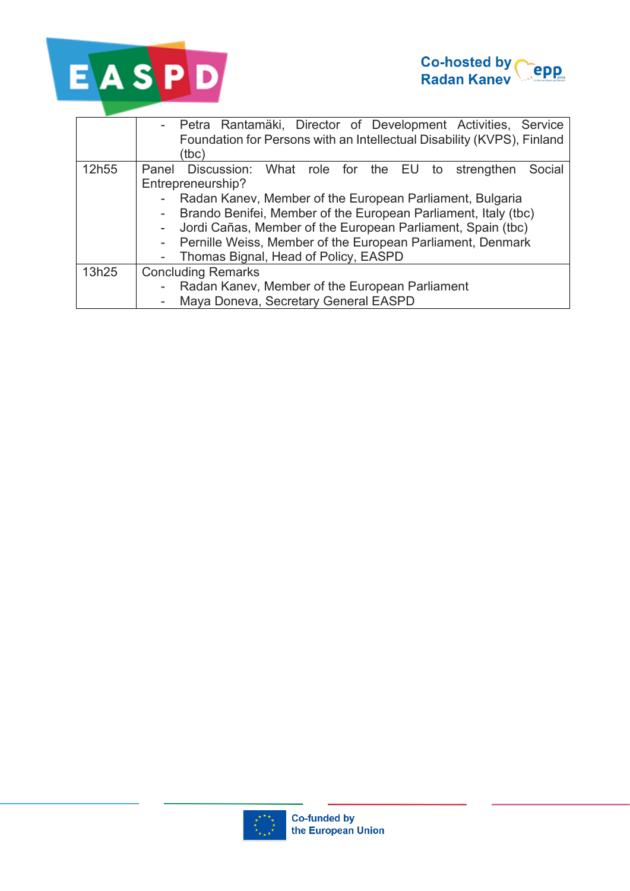| | |
|---|---|
| | - Petra Rantamäki, Director of Development Activities, Service Foundation for Persons with an Intellectual Disability (KVPS), Finland (tbc) |
| 12h55 | Panel Discussion: What role for the EU to strengthen Social Entrepreneurship?<br>- Radan Kanev, Member of the European Parliament, Bulgaria<br>- Brando Benifei, Member of the European Parliament, Italy (tbc)<br>- Jordi Cañas, Member of the European Parliament, Spain (tbc)<br>- Pernille Weiss, Member of the European Parliament, Denmark<br>- Thomas Bignal, Head of Policy, EASPD |
| 13h25 | Concluding Remarks<br>- Radan Kanev, Member of the European Parliament<br>- Maya Doneva, Secretary General EASPD |